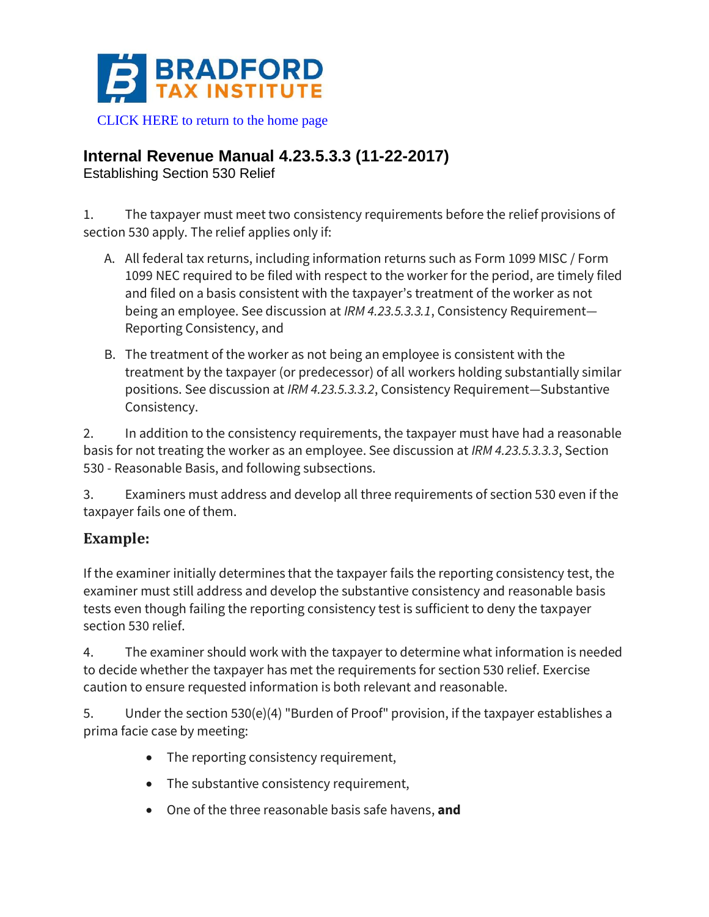CLICK HERE to return to the home page

# Internal Revenue Manual 4.23.5.3.3 (11-22-2017)

Establishing Section 530 Relief

1. The taxpayer must meet two consistency requirements before the relief provisions of section 530 apply. The relief applies only if:

   A. All federal tax returns, including information returns such as Form 1099 MISC / Form 1099 NEC required to be filed with respect to the worker for the period, are timely filed and filed on a basis consistent with the taxpayer's treatment of the worker as not being an employee. See discussion at *IRM 4.23.5.3.3.1*, Consistency Requirement—Reporting Consistency, and

   B. The treatment of the worker as not being an employee is consistent with the treatment by the taxpayer (or predecessor) of all workers holding substantially similar positions. See discussion at *IRM 4.23.5.3.3.2*, Consistency Requirement—Substantive Consistency.

2. In addition to the consistency requirements, the taxpayer must have had a reasonable basis for not treating the worker as an employee. See discussion at *IRM 4.23.5.3.3.3*, Section 530 - Reasonable Basis, and following subsections.

3. Examiners must address and develop all three requirements of section 530 even if the taxpayer fails one of them.

### Example:

If the examiner initially determines that the taxpayer fails the reporting consistency test, the examiner must still address and develop the substantive consistency and reasonable basis tests even though failing the reporting consistency test is sufficient to deny the taxpayer section 530 relief.

4. The examiner should work with the taxpayer to determine what information is needed to decide whether the taxpayer has met the requirements for section 530 relief. Exercise caution to ensure requested information is both relevant and reasonable.

5. Under the section 530(e)(4) "Burden of Proof" provision, if the taxpayer establishes a prima facie case by meeting:

   - The reporting consistency requirement,
   - The substantive consistency requirement,
   - One of the three reasonable basis safe havens, **and**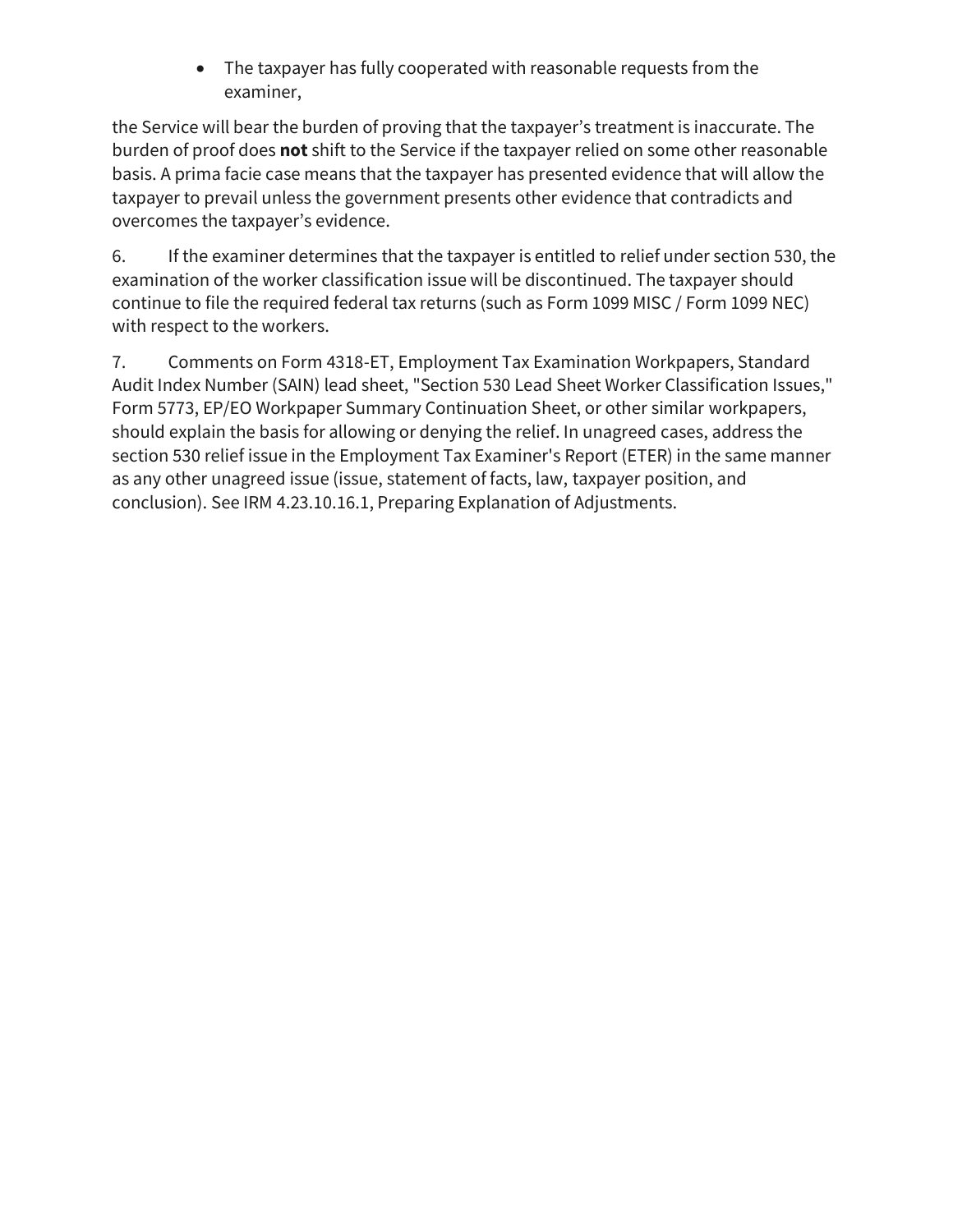- The taxpayer has fully cooperated with reasonable requests from the examiner,

the Service will bear the burden of proving that the taxpayer's treatment is inaccurate. The burden of proof does **not** shift to the Service if the taxpayer relied on some other reasonable basis. A prima facie case means that the taxpayer has presented evidence that will allow the taxpayer to prevail unless the government presents other evidence that contradicts and overcomes the taxpayer's evidence.

6. If the examiner determines that the taxpayer is entitled to relief under section 530, the examination of the worker classification issue will be discontinued. The taxpayer should continue to file the required federal tax returns (such as Form 1099 MISC / Form 1099 NEC) with respect to the workers.

7. Comments on Form 4318-ET, Employment Tax Examination Workpapers, Standard Audit Index Number (SAIN) lead sheet, "Section 530 Lead Sheet Worker Classification Issues," Form 5773, EP/EO Workpaper Summary Continuation Sheet, or other similar workpapers, should explain the basis for allowing or denying the relief. In unagreed cases, address the section 530 relief issue in the Employment Tax Examiner's Report (ETER) in the same manner as any other unagreed issue (issue, statement of facts, law, taxpayer position, and conclusion). See IRM 4.23.10.16.1, Preparing Explanation of Adjustments.